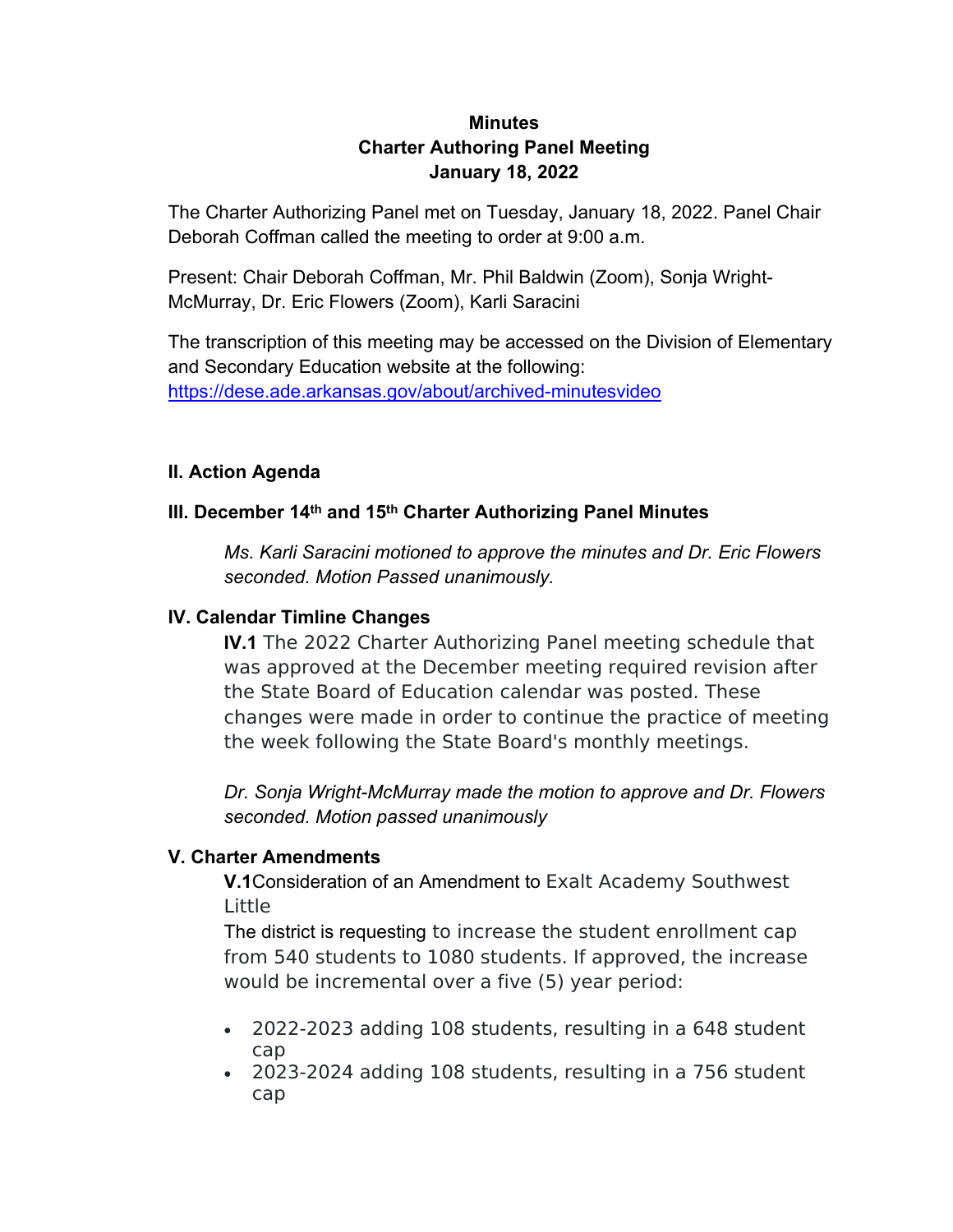**Minutes**
**Charter Authoring Panel Meeting**
**January 18, 2022**

The Charter Authorizing Panel met on Tuesday, January 18, 2022. Panel Chair Deborah Coffman called the meeting to order at 9:00 a.m.

Present: Chair Deborah Coffman, Mr. Phil Baldwin (Zoom), Sonja Wright-McMurray, Dr. Eric Flowers (Zoom), Karli Saracini

The transcription of this meeting may be accessed on the Division of Elementary and Secondary Education website at the following: https://dese.ade.arkansas.gov/about/archived-minutesvideo

## II. Action Agenda

## III. December 14th and 15th Charter Authorizing Panel Minutes

> *Ms. Karli Saracini motioned to approve the minutes and Dr. Eric Flowers seconded. Motion Passed unanimously.*

## IV. Calendar Timline Changes

> **IV.1** The 2022 Charter Authorizing Panel meeting schedule that was approved at the December meeting required revision after the State Board of Education calendar was posted. These changes were made in order to continue the practice of meeting the week following the State Board's monthly meetings.
>
> *Dr. Sonja Wright-McMurray made the motion to approve and Dr. Flowers seconded. Motion passed unanimously*

## V. Charter Amendments

> **V.1** Consideration of an Amendment to Exalt Academy Southwest Little
>
> The district is requesting to increase the student enrollment cap from 540 students to 1080 students. If approved, the increase would be incremental over a five (5) year period:
>
> - 2022-2023 adding 108 students, resulting in a 648 student cap
> - 2023-2024 adding 108 students, resulting in a 756 student cap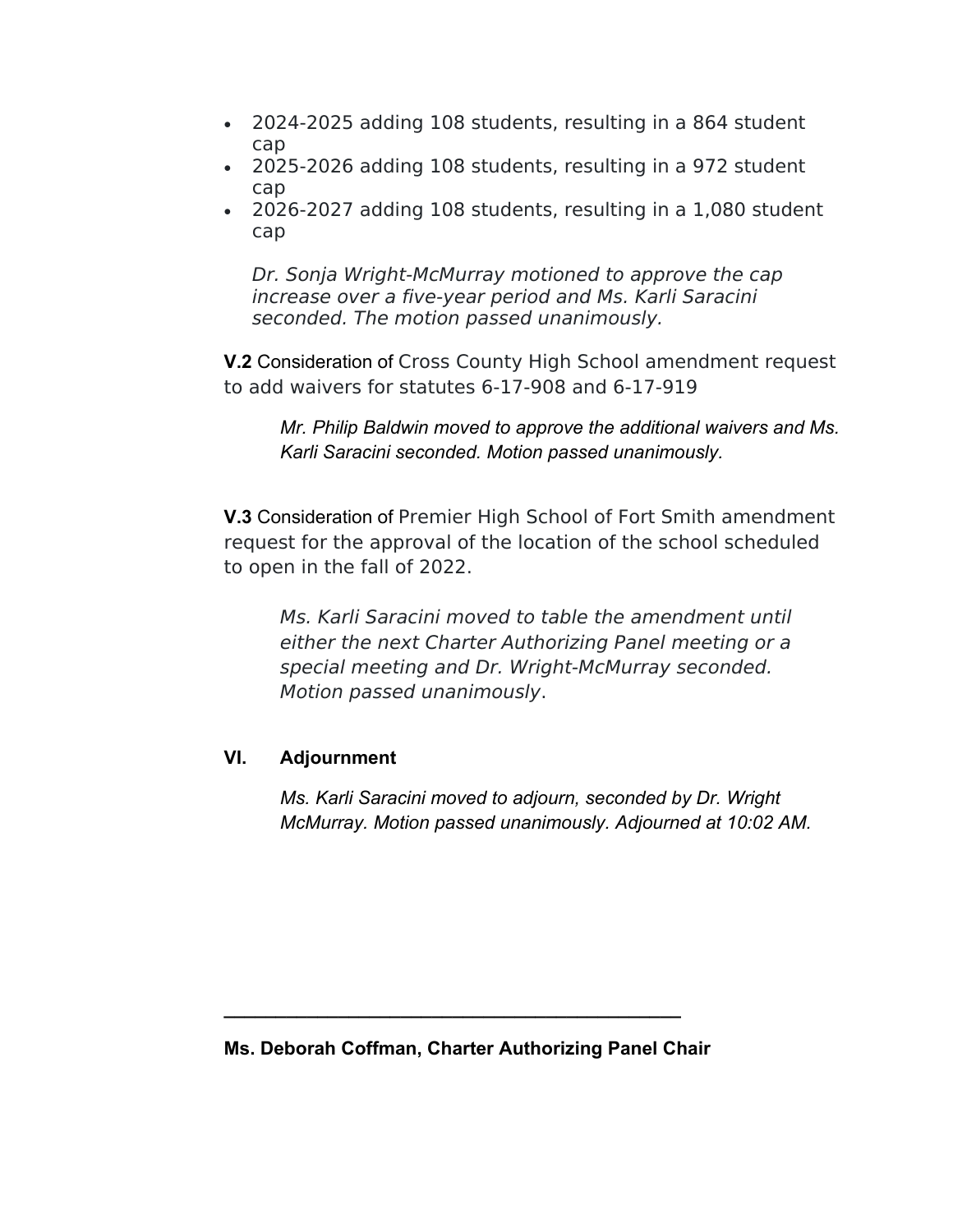- 2024-2025 adding 108 students, resulting in a 864 student cap
- 2025-2026 adding 108 students, resulting in a 972 student cap
- 2026-2027 adding 108 students, resulting in a 1,080 student cap

*Dr. Sonja Wright-McMurray motioned to approve the cap increase over a five-year period and Ms. Karli Saracini seconded. The motion passed unanimously.*

**V.2** Consideration of Cross County High School amendment request to add waivers for statutes 6-17-908 and 6-17-919

*Mr. Philip Baldwin moved to approve the additional waivers and Ms. Karli Saracini seconded. Motion passed unanimously.*

**V.3** Consideration of Premier High School of Fort Smith amendment request for the approval of the location of the school scheduled to open in the fall of 2022.

*Ms. Karli Saracini moved to table the amendment until either the next Charter Authorizing Panel meeting or a special meeting and Dr. Wright-McMurray seconded. Motion passed unanimously*.

## VI. Adjournment

*Ms. Karli Saracini moved to adjourn, seconded by Dr. Wright McMurray. Motion passed unanimously. Adjourned at 10:02 AM.*

______________________________________________

**Ms. Deborah Coffman, Charter Authorizing Panel Chair**